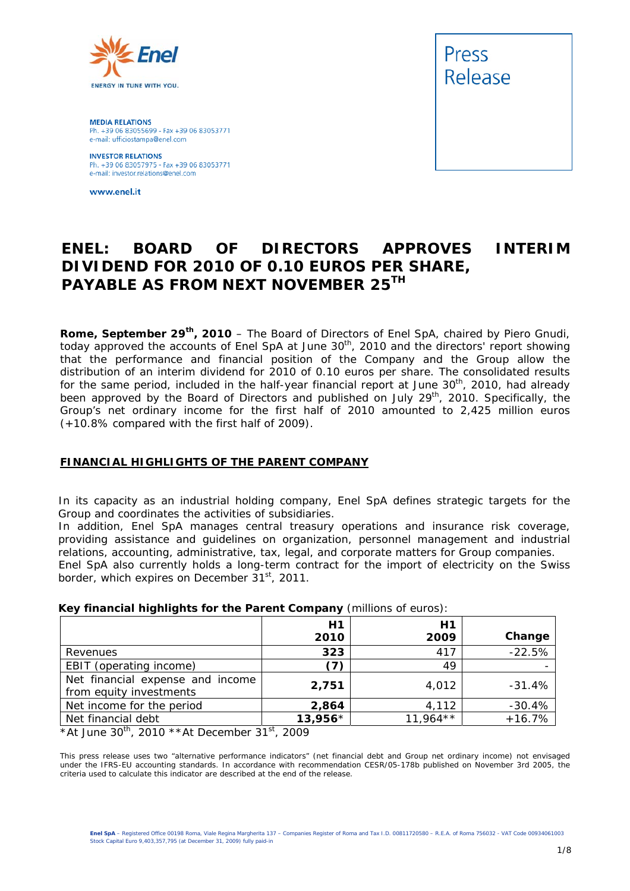**Enel**

ENERGY IN TUNE WITH YOU.

**MEDIA RELATIONS**
Ph. +39 06 83055699 - Fax +39 06 83053771
e-mail: ufficiostampa@enel.com

**INVESTOR RELATIONS**
Ph. +39 06 83057975 - Fax +39 06 83053771
e-mail: investor.relations@enel.com

www.enel.it

Press Release

# ENEL: BOARD OF DIRECTORS APPROVES INTERIM DIVIDEND FOR 2010 OF 0.10 EUROS PER SHARE, PAYABLE AS FROM NEXT NOVEMBER 25TH

**Rome, September 29th, 2010** – The Board of Directors of Enel SpA, chaired by Piero Gnudi, today approved the accounts of Enel SpA at June 30th, 2010 and the directors' report showing that the performance and financial position of the Company and the Group allow the distribution of an interim dividend for 2010 of 0.10 euros per share. The consolidated results for the same period, included in the half-year financial report at June 30th, 2010, had already been approved by the Board of Directors and published on July 29th, 2010. Specifically, the Group's net ordinary income for the first half of 2010 amounted to 2,425 million euros (+10.8% compared with the first half of 2009).

## FINANCIAL HIGHLIGHTS OF THE PARENT COMPANY

In its capacity as an industrial holding company, Enel SpA defines strategic targets for the Group and coordinates the activities of subsidiaries.
In addition, Enel SpA manages central treasury operations and insurance risk coverage, providing assistance and guidelines on organization, personnel management and industrial relations, accounting, administrative, tax, legal, and corporate matters for Group companies.
Enel SpA also currently holds a long-term contract for the import of electricity on the Swiss border, which expires on December 31st, 2011.

**Key financial highlights for the Parent Company** (millions of euros):

| | H1 2010 | H1 2009 | Change |
|---|---|---|---|
| Revenues | **323** | 417 | -22.5% |
| EBIT (operating income) | **(7)** | 49 | - |
| Net financial expense and income from equity investments | **2,751** | 4,012 | -31.4% |
| Net income for the period | **2,864** | 4,112 | -30.4% |
| Net financial debt | **13,956**\* | 11,964\*\* | +16.7% |

\*At June 30th, 2010 \*\*At December 31st, 2009

This press release uses two "alternative performance indicators" (net financial debt and Group net ordinary income) not envisaged under the IFRS-EU accounting standards. In accordance with recommendation CESR/05-178b published on November 3rd 2005, the criteria used to calculate this indicator are described at the end of the release.

**Enel SpA** – Registered Office 00198 Roma, Viale Regina Margherita 137 – Companies Register of Roma and Tax I.D. 00811720580 – R.E.A. of Roma 756032 - VAT Code 00934061003
Stock Capital Euro 9,403,357,795 (at December 31, 2009) fully paid-in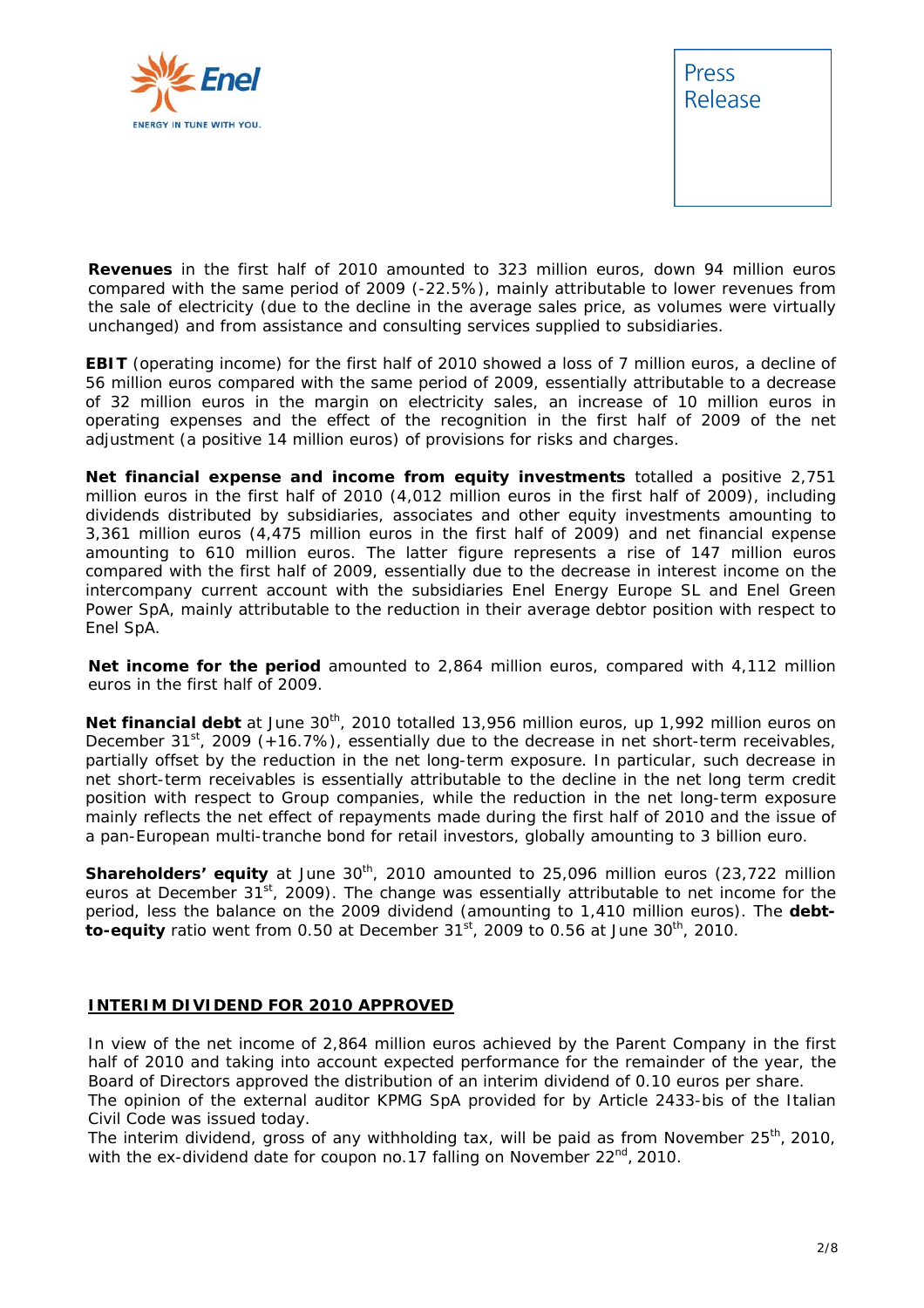**Revenues** in the first half of 2010 amounted to 323 million euros, down 94 million euros compared with the same period of 2009 (-22.5%), mainly attributable to lower revenues from the sale of electricity (due to the decline in the average sales price, as volumes were virtually unchanged) and from assistance and consulting services supplied to subsidiaries.

**EBIT** (operating income) for the first half of 2010 showed a loss of 7 million euros, a decline of 56 million euros compared with the same period of 2009, essentially attributable to a decrease of 32 million euros in the margin on electricity sales, an increase of 10 million euros in operating expenses and the effect of the recognition in the first half of 2009 of the net adjustment (a positive 14 million euros) of provisions for risks and charges.

**Net financial expense and income from equity investments** totalled a positive 2,751 million euros in the first half of 2010 (4,012 million euros in the first half of 2009), including dividends distributed by subsidiaries, associates and other equity investments amounting to 3,361 million euros (4,475 million euros in the first half of 2009) and net financial expense amounting to 610 million euros. The latter figure represents a rise of 147 million euros compared with the first half of 2009, essentially due to the decrease in interest income on the intercompany current account with the subsidiaries Enel Energy Europe SL and Enel Green Power SpA, mainly attributable to the reduction in their average debtor position with respect to Enel SpA.

**Net income for the period** amounted to 2,864 million euros, compared with 4,112 million euros in the first half of 2009.

**Net financial debt** at June 30th, 2010 totalled 13,956 million euros, up 1,992 million euros on December 31st, 2009 (+16.7%), essentially due to the decrease in net short-term receivables, partially offset by the reduction in the net long-term exposure. In particular, such decrease in net short-term receivables is essentially attributable to the decline in the net long term credit position with respect to Group companies, while the reduction in the net long-term exposure mainly reflects the net effect of repayments made during the first half of 2010 and the issue of a pan-European multi-tranche bond for retail investors, globally amounting to 3 billion euro.

**Shareholders' equity** at June 30th, 2010 amounted to 25,096 million euros (23,722 million euros at December 31st, 2009). The change was essentially attributable to net income for the period, less the balance on the 2009 dividend (amounting to 1,410 million euros). The **debt-to-equity** ratio went from 0.50 at December 31st, 2009 to 0.56 at June 30th, 2010.

## INTERIM DIVIDEND FOR 2010 APPROVED

In view of the net income of 2,864 million euros achieved by the Parent Company in the first half of 2010 and taking into account expected performance for the remainder of the year, the Board of Directors approved the distribution of an interim dividend of 0.10 euros per share.
The opinion of the external auditor KPMG SpA provided for by Article 2433-bis of the Italian Civil Code was issued today.
The interim dividend, gross of any withholding tax, will be paid as from November 25th, 2010, with the ex-dividend date for coupon no.17 falling on November 22nd, 2010.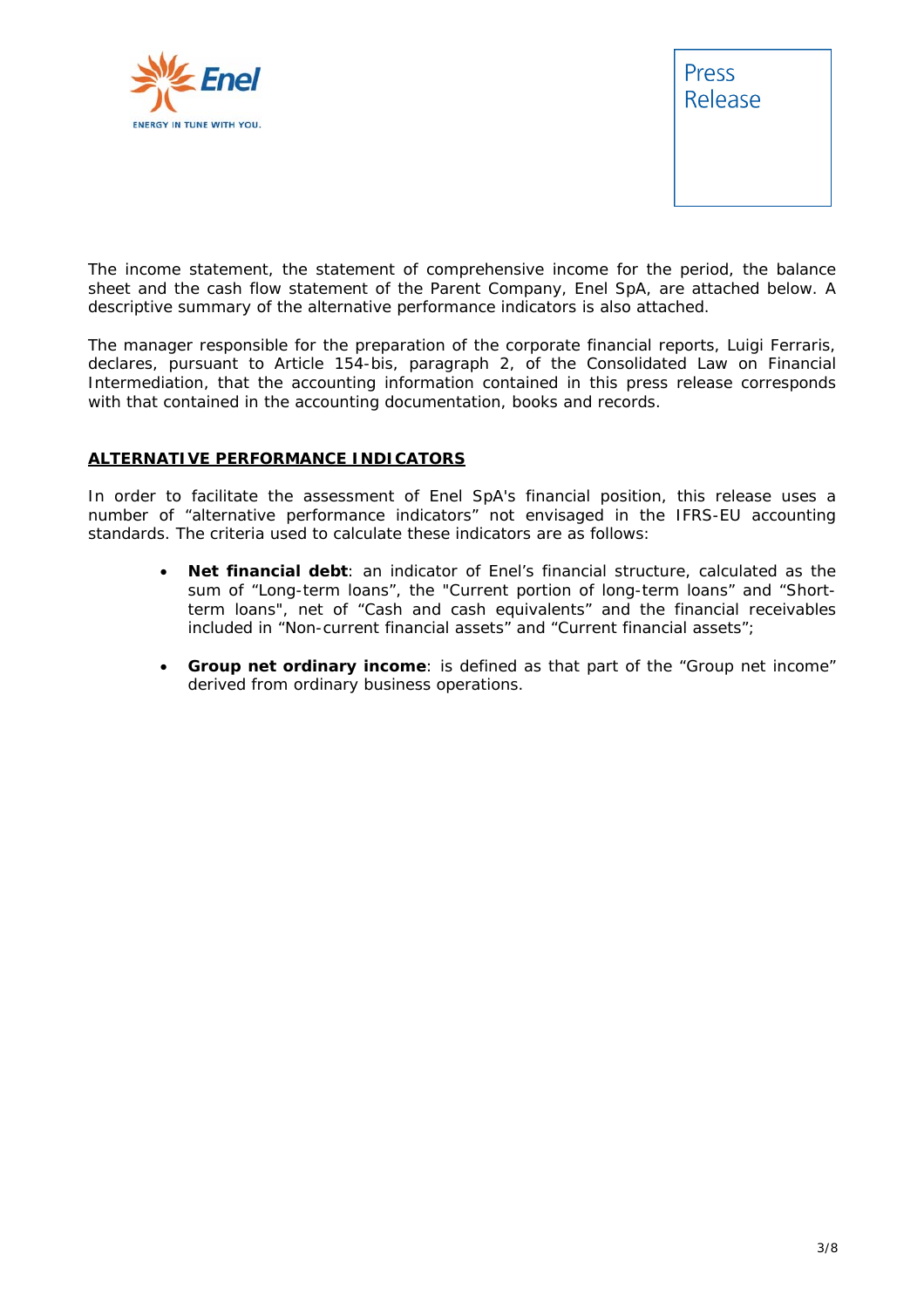The income statement, the statement of comprehensive income for the period, the balance sheet and the cash flow statement of the Parent Company, Enel SpA, are attached below. A descriptive summary of the alternative performance indicators is also attached.

The manager responsible for the preparation of the corporate financial reports, Luigi Ferraris, declares, pursuant to Article 154-bis, paragraph 2, of the Consolidated Law on Financial Intermediation, that the accounting information contained in this press release corresponds with that contained in the accounting documentation, books and records.

## ALTERNATIVE PERFORMANCE INDICATORS

In order to facilitate the assessment of Enel SpA's financial position, this release uses a number of "alternative performance indicators" not envisaged in the IFRS-EU accounting standards. The criteria used to calculate these indicators are as follows:

- **Net financial debt**: an indicator of Enel's financial structure, calculated as the sum of "Long-term loans", the "Current portion of long-term loans" and "Short-term loans", net of "Cash and cash equivalents" and the financial receivables included in "Non-current financial assets" and "Current financial assets";

- **Group net ordinary income**: is defined as that part of the "Group net income" derived from ordinary business operations.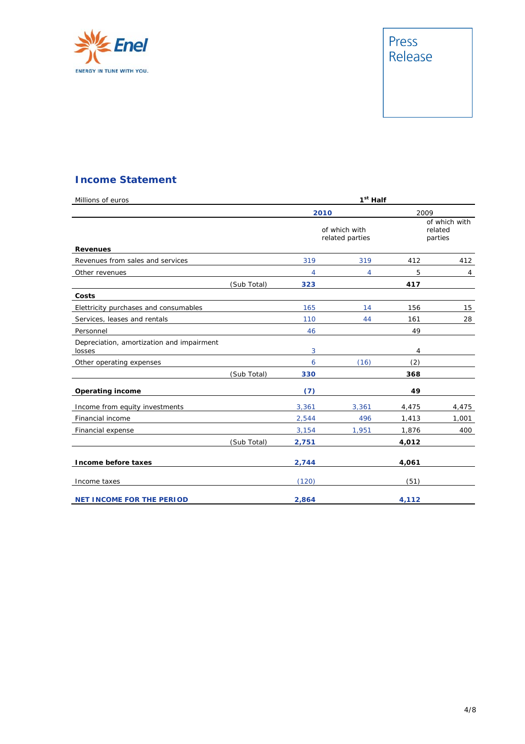## Income Statement

| Millions of euros | | 1st Half | | | |
|---|---|---|---|---|---|
| | | 2010 | | 2009 | |
| | | | of which with related parties | | of which with related parties |
| **Revenues** | | | | | |
| Revenues from sales and services | | 319 | 319 | 412 | 412 |
| Other revenues | | 4 | 4 | 5 | 4 |
| | (Sub Total) | **323** | | **417** | |
| **Costs** | | | | | |
| Elettricity purchases and consumables | | 165 | 14 | 156 | 15 |
| Services, leases and rentals | | 110 | 44 | 161 | 28 |
| Personnel | | 46 | | 49 | |
| Depreciation, amortization and impairment losses | | 3 | | 4 | |
| Other operating expenses | | 6 | (16) | (2) | |
| | (Sub Total) | **330** | | **368** | |
| **Operating income** | | **(7)** | | **49** | |
| Income from equity investments | | 3,361 | 3,361 | 4,475 | 4,475 |
| Financial income | | 2,544 | 496 | 1,413 | 1,001 |
| Financial expense | | 3,154 | 1,951 | 1,876 | 400 |
| | (Sub Total) | **2,751** | | **4,012** | |
| **Income before taxes** | | **2,744** | | **4,061** | |
| Income taxes | | (120) | | (51) | |
| **NET INCOME FOR THE PERIOD** | | **2,864** | | **4,112** | |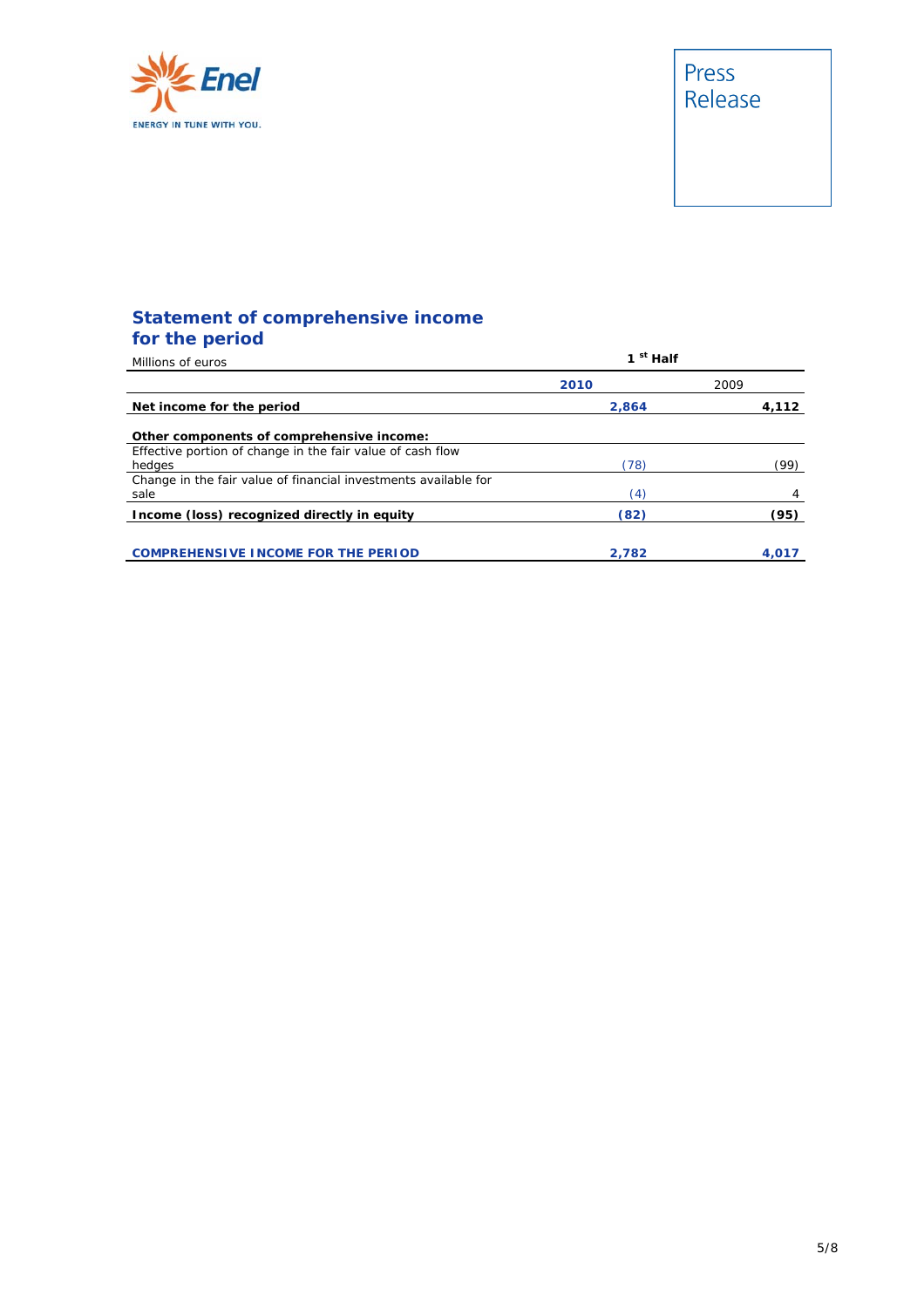## Statement of comprehensive income for the period

| Millions of euros | 1st Half | |
|---|---|---|
| | **2010** | 2009 |
| **Net income for the period** | **2,864** | **4,112** |
| **Other components of comprehensive income:** | | |
| Effective portion of change in the fair value of cash flow hedges | (78) | (99) |
| Change in the fair value of financial investments available for sale | (4) | 4 |
| **Income (loss) recognized directly in equity** | **(82)** | **(95)** |
| **COMPREHENSIVE INCOME FOR THE PERIOD** | **2,782** | **4,017** |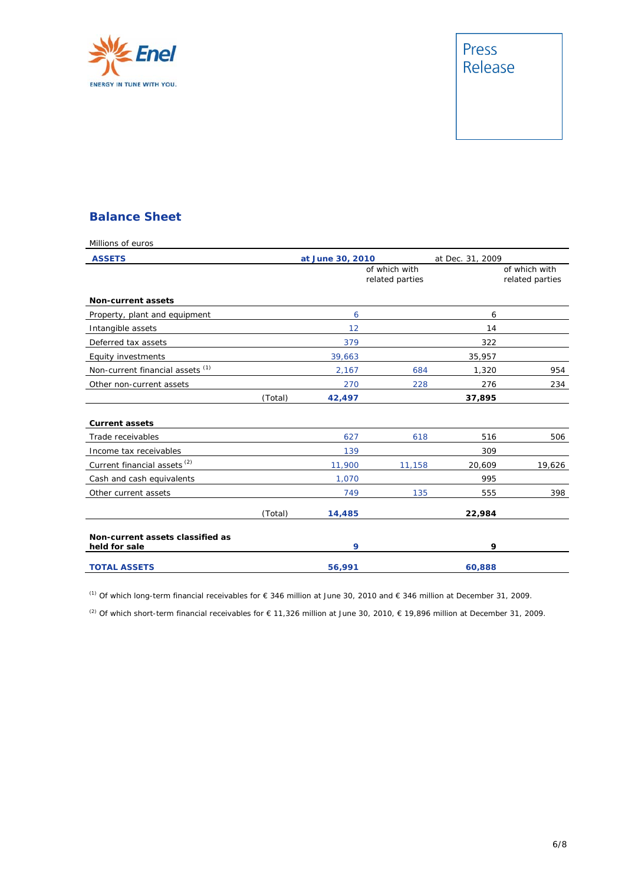# Balance Sheet

Millions of euros

| ASSETS | | at June 30, 2010 | of which with related parties | at Dec. 31, 2009 | of which with related parties |
|---|---|---|---|---|---|
| **Non-current assets** | | | | | |
| Property, plant and equipment | | 6 | | 6 | |
| Intangible assets | | 12 | | 14 | |
| Deferred tax assets | | 379 | | 322 | |
| Equity investments | | 39,663 | | 35,957 | |
| Non-current financial assets [1] | | 2,167 | 684 | 1,320 | 954 |
| Other non-current assets | | 270 | 228 | 276 | 234 |
| | (Total) | **42,497** | | **37,895** | |
| **Current assets** | | | | | |
| Trade receivables | | 627 | 618 | 516 | 506 |
| Income tax receivables | | 139 | | 309 | |
| Current financial assets [2] | | 11,900 | 11,158 | 20,609 | 19,626 |
| Cash and cash equivalents | | 1,070 | | 995 | |
| Other current assets | | 749 | 135 | 555 | 398 |
| | (Total) | **14,485** | | **22,984** | |
| **Non-current assets classified as held for sale** | | **9** | | **9** | |
| **TOTAL ASSETS** | | **56,991** | | **60,888** | |

[1] Of which long-term financial receivables for € 346 million at June 30, 2010 and € 346 million at December 31, 2009.

[2] Of which short-term financial receivables for € 11,326 million at June 30, 2010, € 19,896 million at December 31, 2009.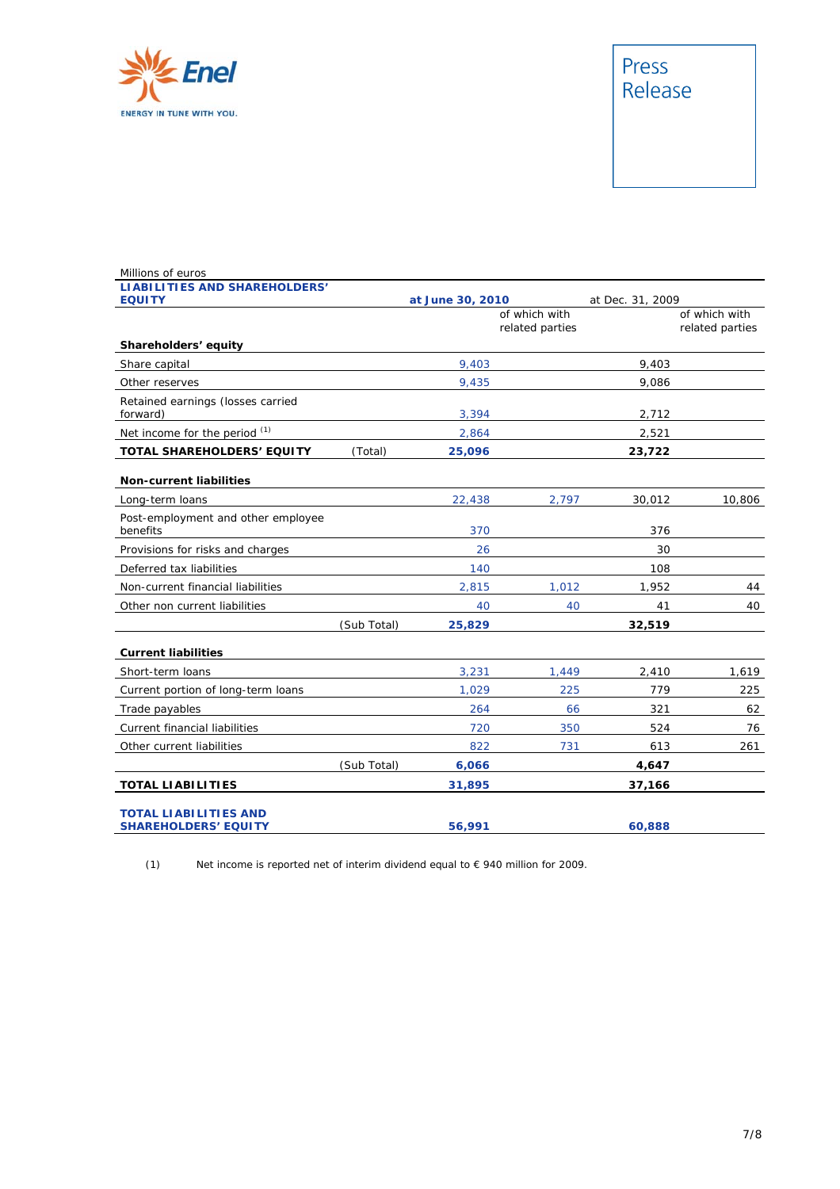Enel
ENERGY IN TUNE WITH YOU.

Press Release

Millions of euros

| LIABILITIES AND SHAREHOLDERS' EQUITY | | at June 30, 2010 | | at Dec. 31, 2009 | |
|---|---|---|---|---|---|
| | | | of which with related parties | | of which with related parties |
| **Shareholders' equity** | | | | | |
| Share capital | | 9,403 | | 9,403 | |
| Other reserves | | 9,435 | | 9,086 | |
| Retained earnings (losses carried forward) | | 3,394 | | 2,712 | |
| Net income for the period [(1)] | | 2,864 | | 2,521 | |
| **TOTAL SHAREHOLDERS' EQUITY** | (Total) | **25,096** | | **23,722** | |
| **Non-current liabilities** | | | | | |
| Long-term loans | | 22,438 | 2,797 | 30,012 | 10,806 |
| Post-employment and other employee benefits | | 370 | | 376 | |
| Provisions for risks and charges | | 26 | | 30 | |
| Deferred tax liabilities | | 140 | | 108 | |
| Non-current financial liabilities | | 2,815 | 1,012 | 1,952 | 44 |
| Other non current liabilities | | 40 | 40 | 41 | 40 |
| | (Sub Total) | **25,829** | | **32,519** | |
| **Current liabilities** | | | | | |
| Short-term loans | | 3,231 | 1,449 | 2,410 | 1,619 |
| Current portion of long-term loans | | 1,029 | 225 | 779 | 225 |
| Trade payables | | 264 | 66 | 321 | 62 |
| Current financial liabilities | | 720 | 350 | 524 | 76 |
| Other current liabilities | | 822 | 731 | 613 | 261 |
| | (Sub Total) | **6,066** | | **4,647** | |
| **TOTAL LIABILITIES** | | **31,895** | | **37,166** | |
| **TOTAL LIABILITIES AND SHAREHOLDERS' EQUITY** | | **56,991** | | **60,888** | |

(1) Net income is reported net of interim dividend equal to € 940 million for 2009.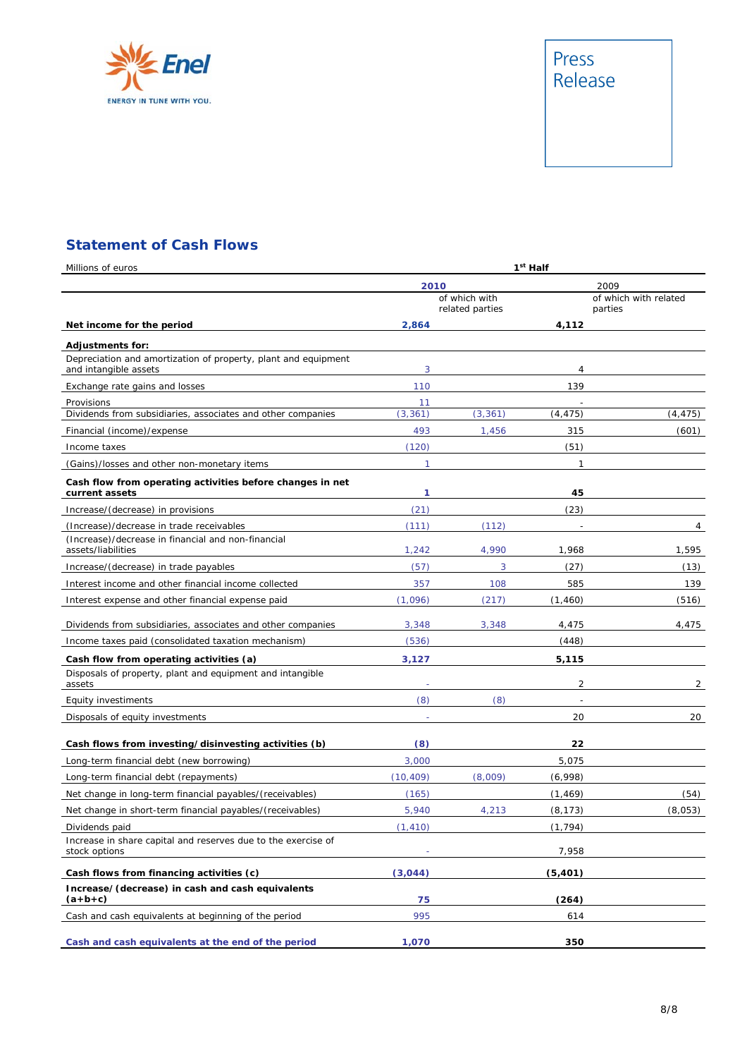## Statement of Cash Flows

| Millions of euros | 1st Half | | | |
|---|---|---|---|---|
| | 2010 | of which with related parties | 2009 | of which with related parties |
| **Net income for the period** | **2,864** | | **4,112** | |
| **Adjustments for:** | | | | |
| Depreciation and amortization of property, plant and equipment and intangible assets | 3 | | 4 | |
| Exchange rate gains and losses | 110 | | 139 | |
| Provisions | 11 | | - | |
| Dividends from subsidiaries, associates and other companies | (3,361) | (3,361) | (4,475) | (4,475) |
| Financial (income)/expense | 493 | 1,456 | 315 | (601) |
| Income taxes | (120) | | (51) | |
| (Gains)/losses and other non-monetary items | 1 | | 1 | |
| **Cash flow from operating activities before changes in net current assets** | **1** | | **45** | |
| Increase/(decrease) in provisions | (21) | | (23) | |
| (Increase)/decrease in trade receivables | (111) | (112) | - | 4 |
| (Increase)/decrease in financial and non-financial assets/liabilities | 1,242 | 4,990 | 1,968 | 1,595 |
| Increase/(decrease) in trade payables | (57) | 3 | (27) | (13) |
| Interest income and other financial income collected | 357 | 108 | 585 | 139 |
| Interest expense and other financial expense paid | (1,096) | (217) | (1,460) | (516) |
| Dividends from subsidiaries, associates and other companies | 3,348 | 3,348 | 4,475 | 4,475 |
| Income taxes paid (consolidated taxation mechanism) | (536) | | (448) | |
| **Cash flow from operating activities (a)** | **3,127** | | **5,115** | |
| Disposals of property, plant and equipment and intangible assets | - | | 2 | 2 |
| Equity investments | (8) | (8) | - | |
| Disposals of equity investments | - | | 20 | 20 |
| **Cash flows from investing/disinvesting activities (b)** | **(8)** | | **22** | |
| Long-term financial debt (new borrowing) | 3,000 | | 5,075 | |
| Long-term financial debt (repayments) | (10,409) | (8,009) | (6,998) | |
| Net change in long-term financial payables/(receivables) | (165) | | (1,469) | (54) |
| Net change in short-term financial payables/(receivables) | 5,940 | 4,213 | (8,173) | (8,053) |
| Dividends paid | (1,410) | | (1,794) | |
| Increase in share capital and reserves due to the exercise of stock options | - | | 7,958 | |
| **Cash flows from financing activities (c)** | **(3,044)** | | **(5,401)** | |
| **Increase/(decrease) in cash and cash equivalents (a+b+c)** | **75** | | **(264)** | |
| Cash and cash equivalents at beginning of the period | 995 | | 614 | |
| **Cash and cash equivalents at the end of the period** | **1,070** | | **350** | |